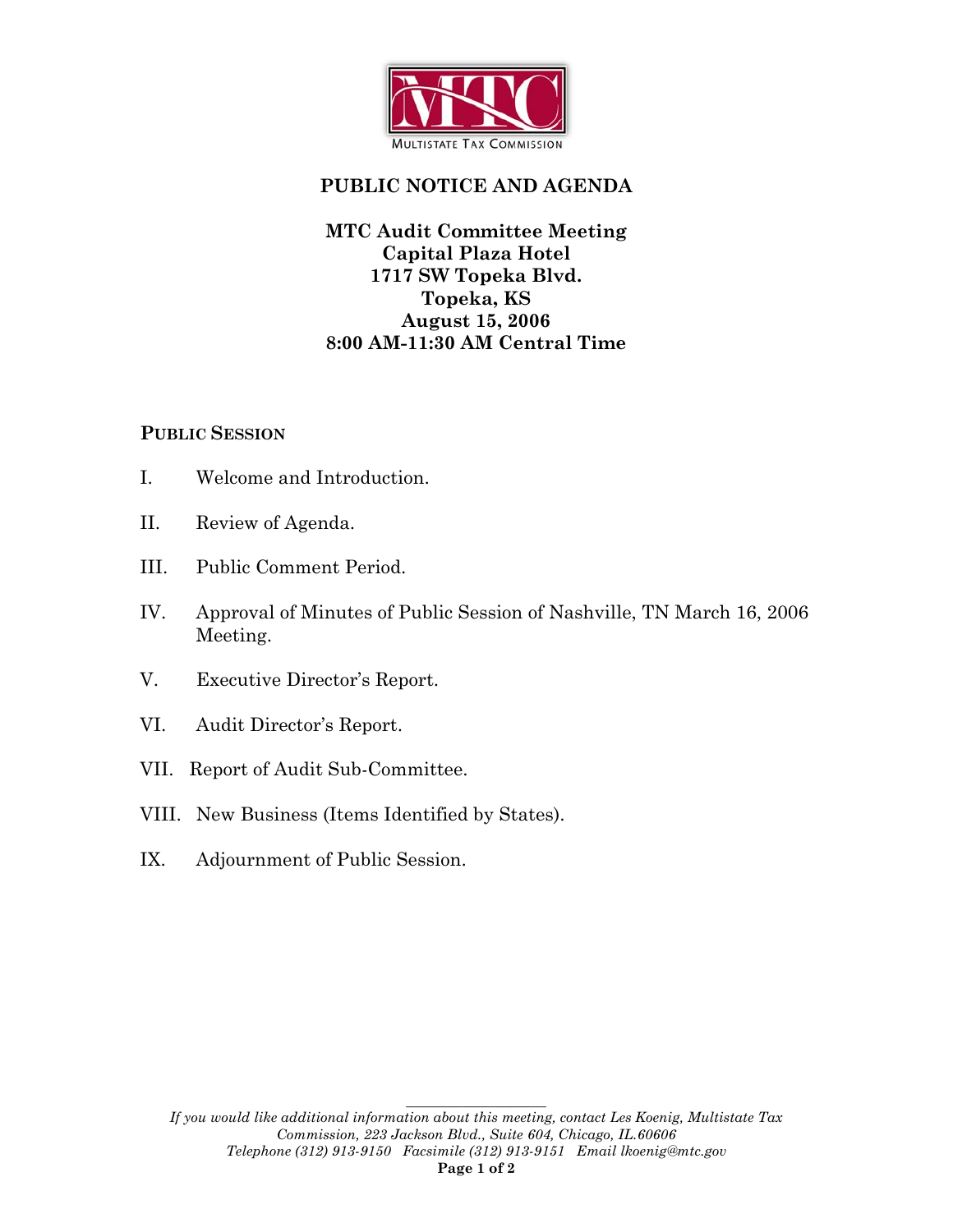MULTISTATE TAX COMMISSION

# PUBLIC NOTICE AND AGENDA

## MTC Audit Committee Meeting
## Capital Plaza Hotel
## 1717 SW Topeka Blvd.
## Topeka, KS
## August 15, 2006
## 8:00 AM-11:30 AM Central Time

### PUBLIC SESSION

I. Welcome and Introduction.

II. Review of Agenda.

III. Public Comment Period.

IV. Approval of Minutes of Public Session of Nashville, TN March 16, 2006 Meeting.

V. Executive Director's Report.

VI. Audit Director's Report.

VII. Report of Audit Sub-Committee.

VIII. New Business (Items Identified by States).

IX. Adjournment of Public Session.

---

*If you would like additional information about this meeting, contact Les Koenig, Multistate Tax Commission, 223 Jackson Blvd., Suite 604, Chicago, IL.60606 Telephone (312) 913-9150 Facsimile (312) 913-9151 Email lkoenig@mtc.gov*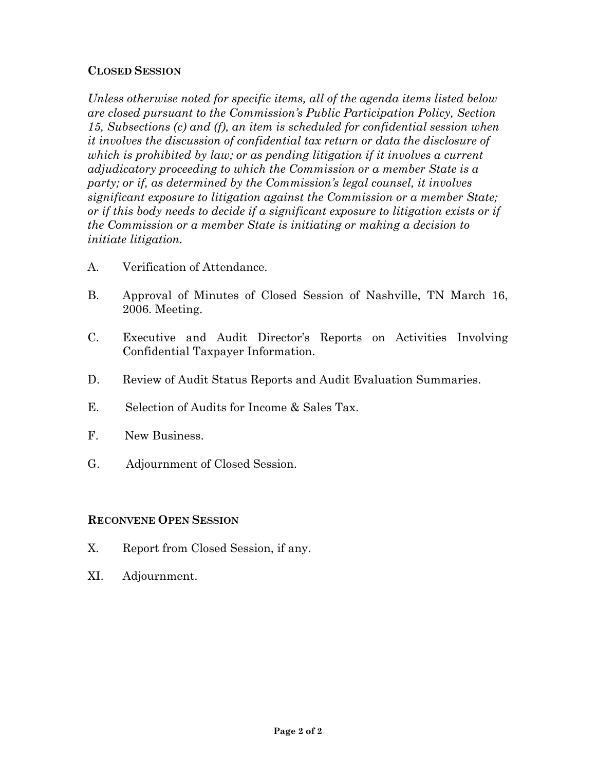## CLOSED SESSION

*Unless otherwise noted for specific items, all of the agenda items listed below are closed pursuant to the Commission's Public Participation Policy, Section 15, Subsections (c) and (f), an item is scheduled for confidential session when it involves the discussion of confidential tax return or data the disclosure of which is prohibited by law; or as pending litigation if it involves a current adjudicatory proceeding to which the Commission or a member State is a party; or if, as determined by the Commission's legal counsel, it involves significant exposure to litigation against the Commission or a member State; or if this body needs to decide if a significant exposure to litigation exists or if the Commission or a member State is initiating or making a decision to initiate litigation.*

A. Verification of Attendance.

B. Approval of Minutes of Closed Session of Nashville, TN March 16, 2006. Meeting.

C. Executive and Audit Director's Reports on Activities Involving Confidential Taxpayer Information.

D. Review of Audit Status Reports and Audit Evaluation Summaries.

E. Selection of Audits for Income & Sales Tax.

F. New Business.

G. Adjournment of Closed Session.

## RECONVENE OPEN SESSION

X. Report from Closed Session, if any.

XI. Adjournment.